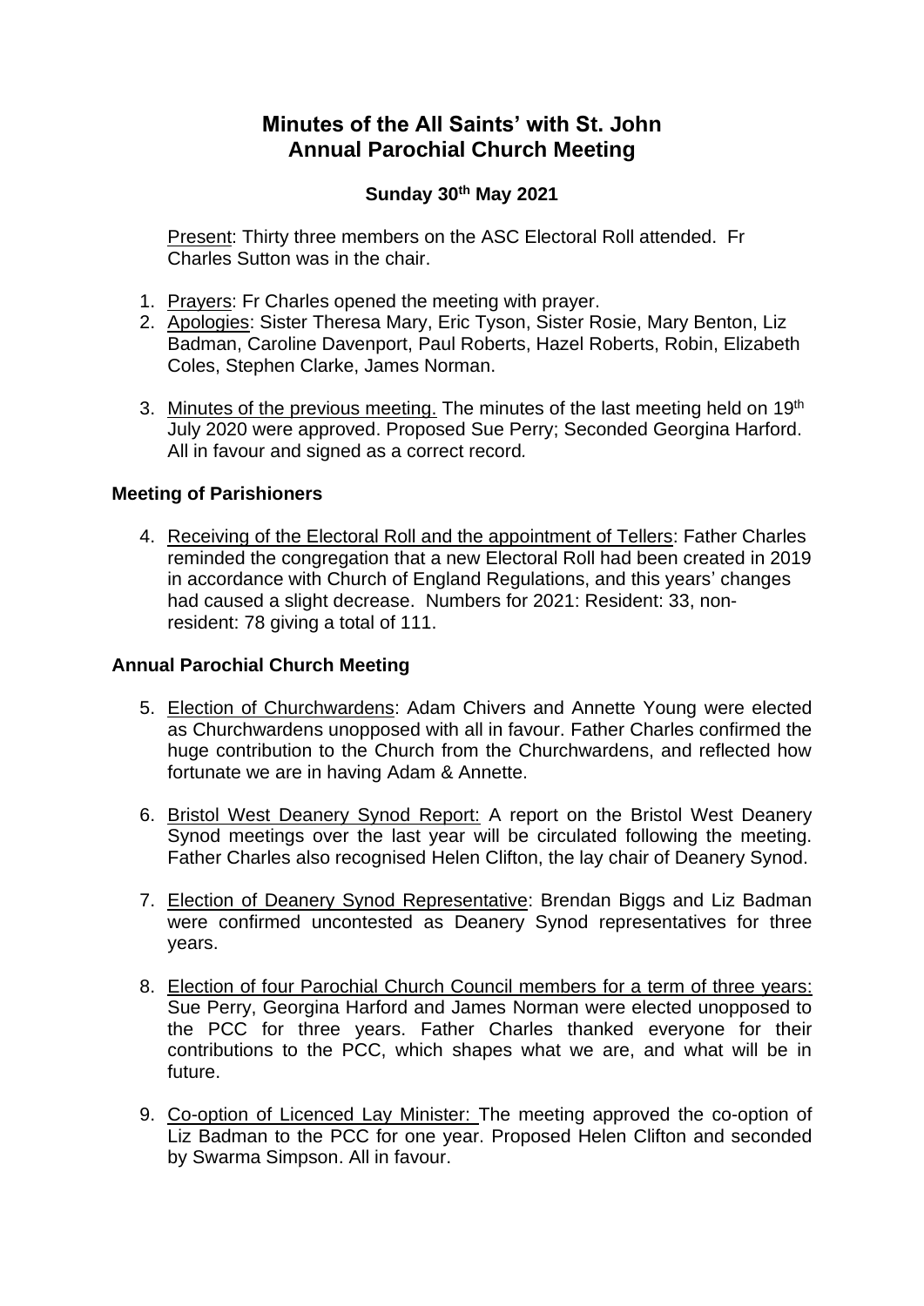# Minutes of the All Saints' with St. John Annual Parochial Church Meeting

## Sunday 30th May 2021

Present: Thirty three members on the ASC Electoral Roll attended. Fr Charles Sutton was in the chair.

1. Prayers: Fr Charles opened the meeting with prayer.
2. Apologies: Sister Theresa Mary, Eric Tyson, Sister Rosie, Mary Benton, Liz Badman, Caroline Davenport, Paul Roberts, Hazel Roberts, Robin, Elizabeth Coles, Stephen Clarke, James Norman.
3. Minutes of the previous meeting. The minutes of the last meeting held on 19th July 2020 were approved. Proposed Sue Perry; Seconded Georgina Harford. All in favour and signed as a correct record.

### Meeting of Parishioners

4. Receiving of the Electoral Roll and the appointment of Tellers: Father Charles reminded the congregation that a new Electoral Roll had been created in 2019 in accordance with Church of England Regulations, and this years' changes had caused a slight decrease. Numbers for 2021: Resident: 33, non-resident: 78 giving a total of 111.

### Annual Parochial Church Meeting

5. Election of Churchwardens: Adam Chivers and Annette Young were elected as Churchwardens unopposed with all in favour. Father Charles confirmed the huge contribution to the Church from the Churchwardens, and reflected how fortunate we are in having Adam & Annette.
6. Bristol West Deanery Synod Report: A report on the Bristol West Deanery Synod meetings over the last year will be circulated following the meeting. Father Charles also recognised Helen Clifton, the lay chair of Deanery Synod.
7. Election of Deanery Synod Representative: Brendan Biggs and Liz Badman were confirmed uncontested as Deanery Synod representatives for three years.
8. Election of four Parochial Church Council members for a term of three years: Sue Perry, Georgina Harford and James Norman were elected unopposed to the PCC for three years. Father Charles thanked everyone for their contributions to the PCC, which shapes what we are, and what will be in future.
9. Co-option of Licenced Lay Minister: The meeting approved the co-option of Liz Badman to the PCC for one year. Proposed Helen Clifton and seconded by Swarma Simpson. All in favour.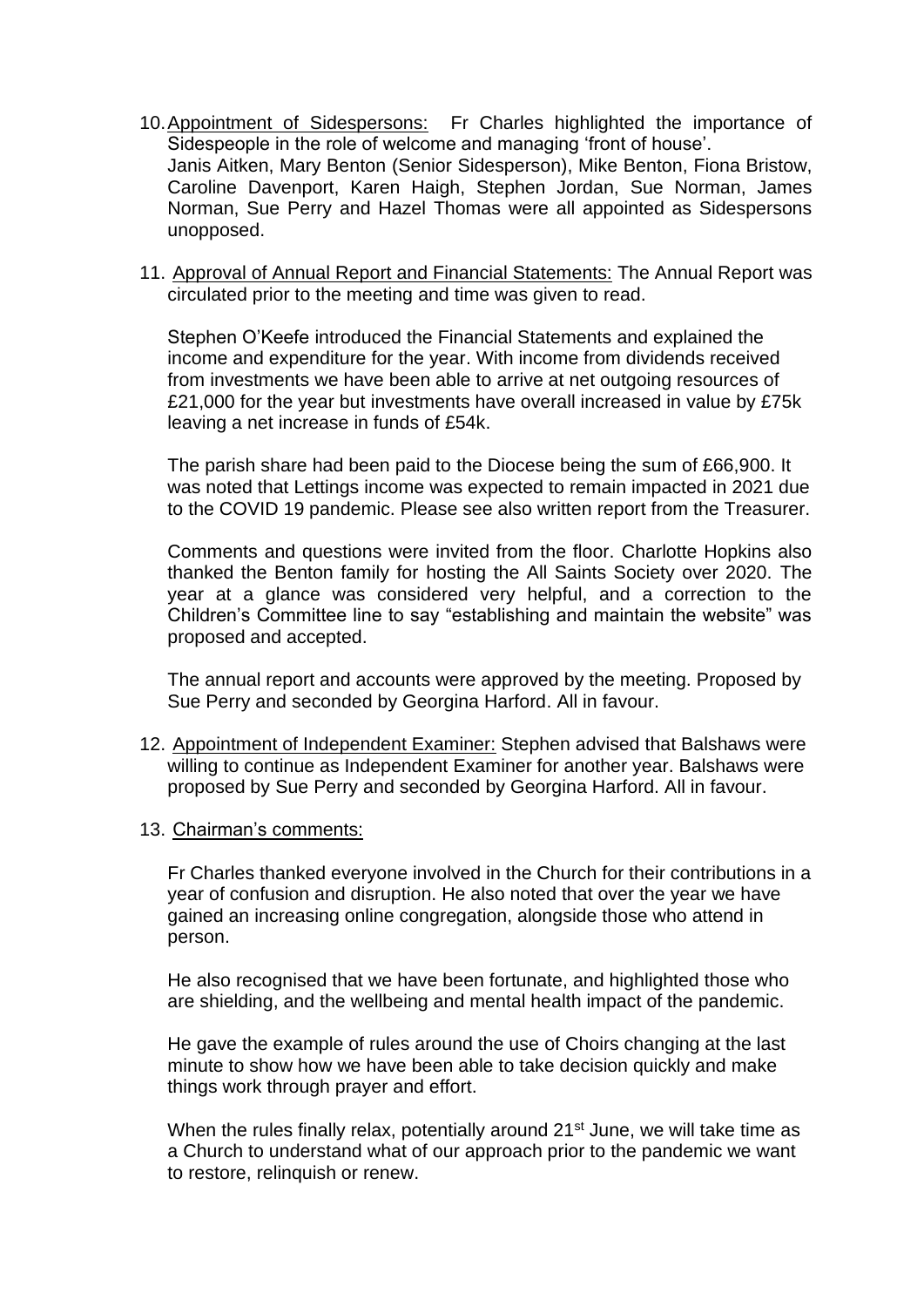10. <u>Appointment of Sidespersons:</u> Fr Charles highlighted the importance of Sidespeople in the role of welcome and managing 'front of house'. Janis Aitken, Mary Benton (Senior Sidesperson), Mike Benton, Fiona Bristow, Caroline Davenport, Karen Haigh, Stephen Jordan, Sue Norman, James Norman, Sue Perry and Hazel Thomas were all appointed as Sidespersons unopposed.

11. <u>Approval of Annual Report and Financial Statements:</u> The Annual Report was circulated prior to the meeting and time was given to read.

    Stephen O'Keefe introduced the Financial Statements and explained the income and expenditure for the year. With income from dividends received from investments we have been able to arrive at net outgoing resources of £21,000 for the year but investments have overall increased in value by £75k leaving a net increase in funds of £54k.

    The parish share had been paid to the Diocese being the sum of £66,900. It was noted that Lettings income was expected to remain impacted in 2021 due to the COVID 19 pandemic. Please see also written report from the Treasurer.

    Comments and questions were invited from the floor. Charlotte Hopkins also thanked the Benton family for hosting the All Saints Society over 2020. The year at a glance was considered very helpful, and a correction to the Children's Committee line to say "establishing and maintain the website" was proposed and accepted.

    The annual report and accounts were approved by the meeting. Proposed by Sue Perry and seconded by Georgina Harford. All in favour.

12. <u>Appointment of Independent Examiner:</u> Stephen advised that Balshaws were willing to continue as Independent Examiner for another year. Balshaws were proposed by Sue Perry and seconded by Georgina Harford. All in favour.

13. <u>Chairman's comments:</u>

    Fr Charles thanked everyone involved in the Church for their contributions in a year of confusion and disruption. He also noted that over the year we have gained an increasing online congregation, alongside those who attend in person.

    He also recognised that we have been fortunate, and highlighted those who are shielding, and the wellbeing and mental health impact of the pandemic.

    He gave the example of rules around the use of Choirs changing at the last minute to show how we have been able to take decision quickly and make things work through prayer and effort.

    When the rules finally relax, potentially around 21st June, we will take time as a Church to understand what of our approach prior to the pandemic we want to restore, relinquish or renew.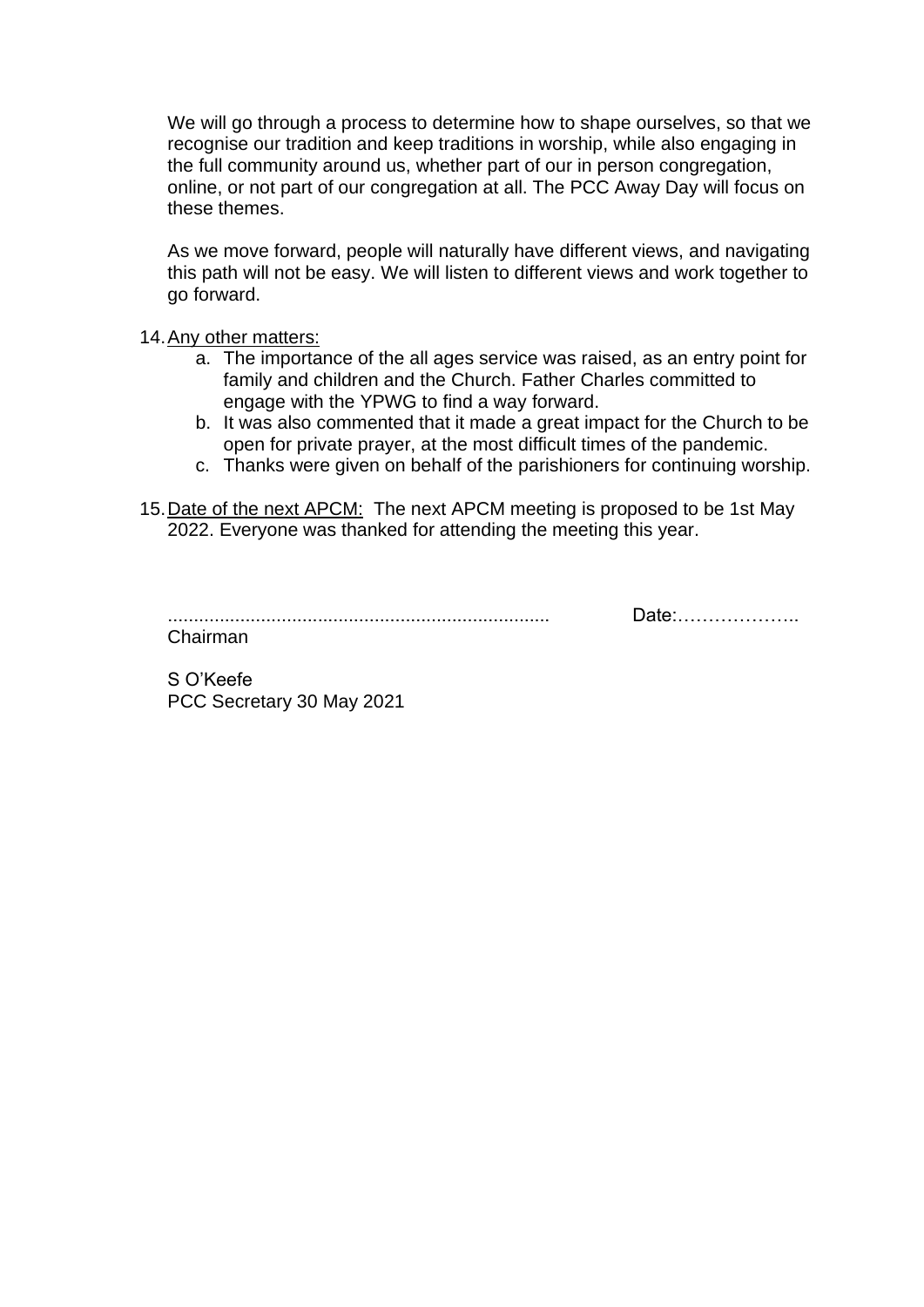We will go through a process to determine how to shape ourselves, so that we recognise our tradition and keep traditions in worship, while also engaging in the full community around us, whether part of our in person congregation, online, or not part of our congregation at all. The PCC Away Day will focus on these themes.

As we move forward, people will naturally have different views, and navigating this path will not be easy. We will listen to different views and work together to go forward.

14. Any other matters:
    a. The importance of the all ages service was raised, as an entry point for family and children and the Church. Father Charles committed to engage with the YPWG to find a way forward.
    b. It was also commented that it made a great impact for the Church to be open for private prayer, at the most difficult times of the pandemic.
    c. Thanks were given on behalf of the parishioners for continuing worship.

15. Date of the next APCM: The next APCM meeting is proposed to be 1st May 2022. Everyone was thanked for attending the meeting this year.

......................................................................... Date:………………..

Chairman

S O'Keefe
PCC Secretary 30 May 2021